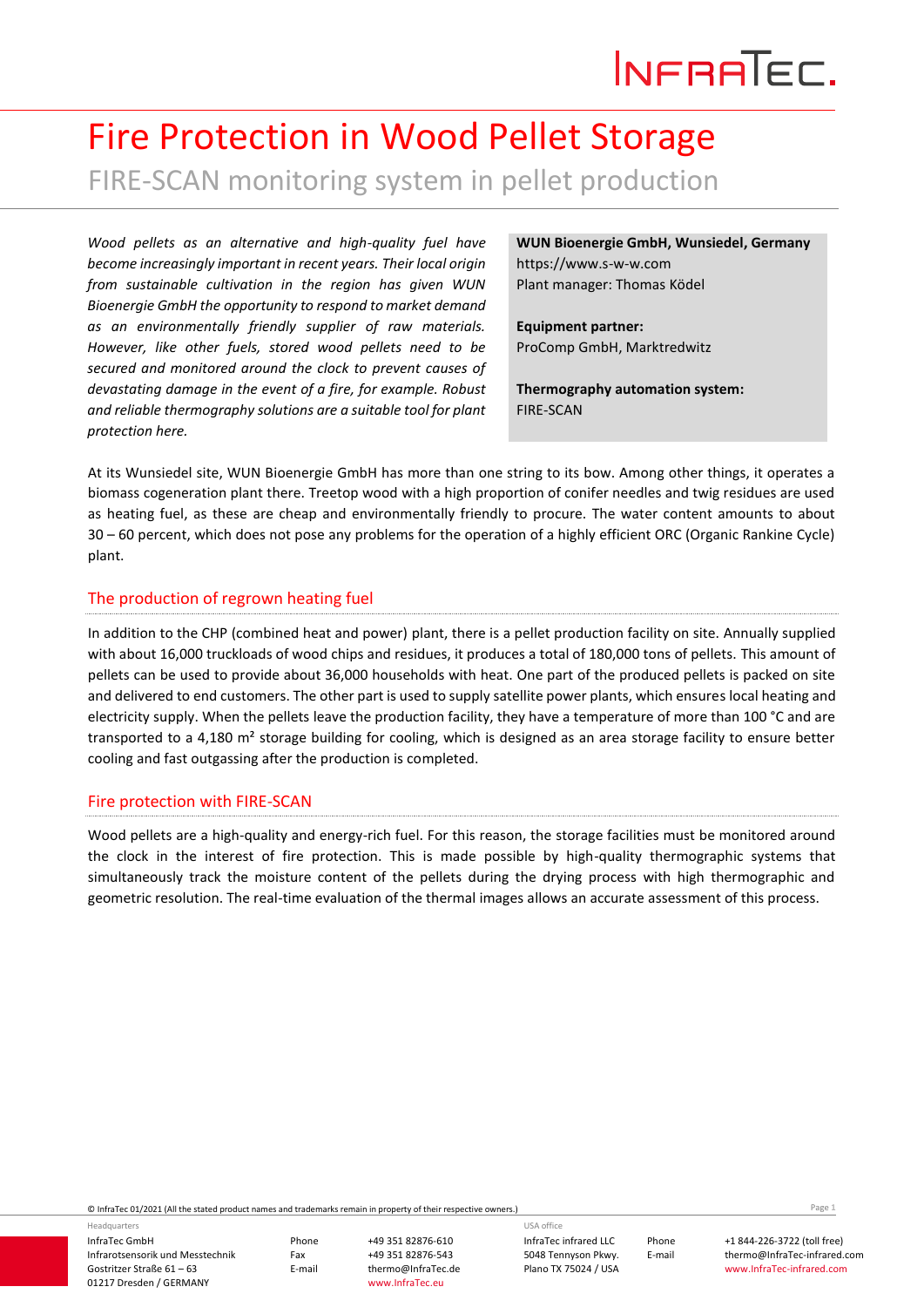# Fire Protection in Wood Pellet Storage

## FIRE-SCAN monitoring system in pellet production

*Wood pellets as an alternative and high-quality fuel have become increasingly important in recent years. Their local origin from sustainable cultivation in the region has given WUN Bioenergie GmbH the opportunity to respond to market demand as an environmentally friendly supplier of raw materials. However, like other fuels, stored wood pellets need to be secured and monitored around the clock to prevent causes of devastating damage in the event of a fire, for example. Robust and reliable thermography solutions are a suitable tool for plant protection here.*

**WUN Bioenergie GmbH, Wunsiedel, Germany**
https://www.s-w-w.com
Plant manager: Thomas Ködel

**Equipment partner:**
ProComp GmbH, Marktredwitz

**Thermography automation system:**
FIRE-SCAN

At its Wunsiedel site, WUN Bioenergie GmbH has more than one string to its bow. Among other things, it operates a biomass cogeneration plant there. Treetop wood with a high proportion of conifer needles and twig residues are used as heating fuel, as these are cheap and environmentally friendly to procure. The water content amounts to about 30 – 60 percent, which does not pose any problems for the operation of a highly efficient ORC (Organic Rankine Cycle) plant.

### The production of regrown heating fuel

In addition to the CHP (combined heat and power) plant, there is a pellet production facility on site. Annually supplied with about 16,000 truckloads of wood chips and residues, it produces a total of 180,000 tons of pellets. This amount of pellets can be used to provide about 36,000 households with heat. One part of the produced pellets is packed on site and delivered to end customers. The other part is used to supply satellite power plants, which ensures local heating and electricity supply. When the pellets leave the production facility, they have a temperature of more than 100 °C and are transported to a 4,180 m² storage building for cooling, which is designed as an area storage facility to ensure better cooling and fast outgassing after the production is completed.

### Fire protection with FIRE-SCAN

Wood pellets are a high-quality and energy-rich fuel. For this reason, the storage facilities must be monitored around the clock in the interest of fire protection. This is made possible by high-quality thermographic systems that simultaneously track the moisture content of the pellets during the drying process with high thermographic and geometric resolution. The real-time evaluation of the thermal images allows an accurate assessment of this process.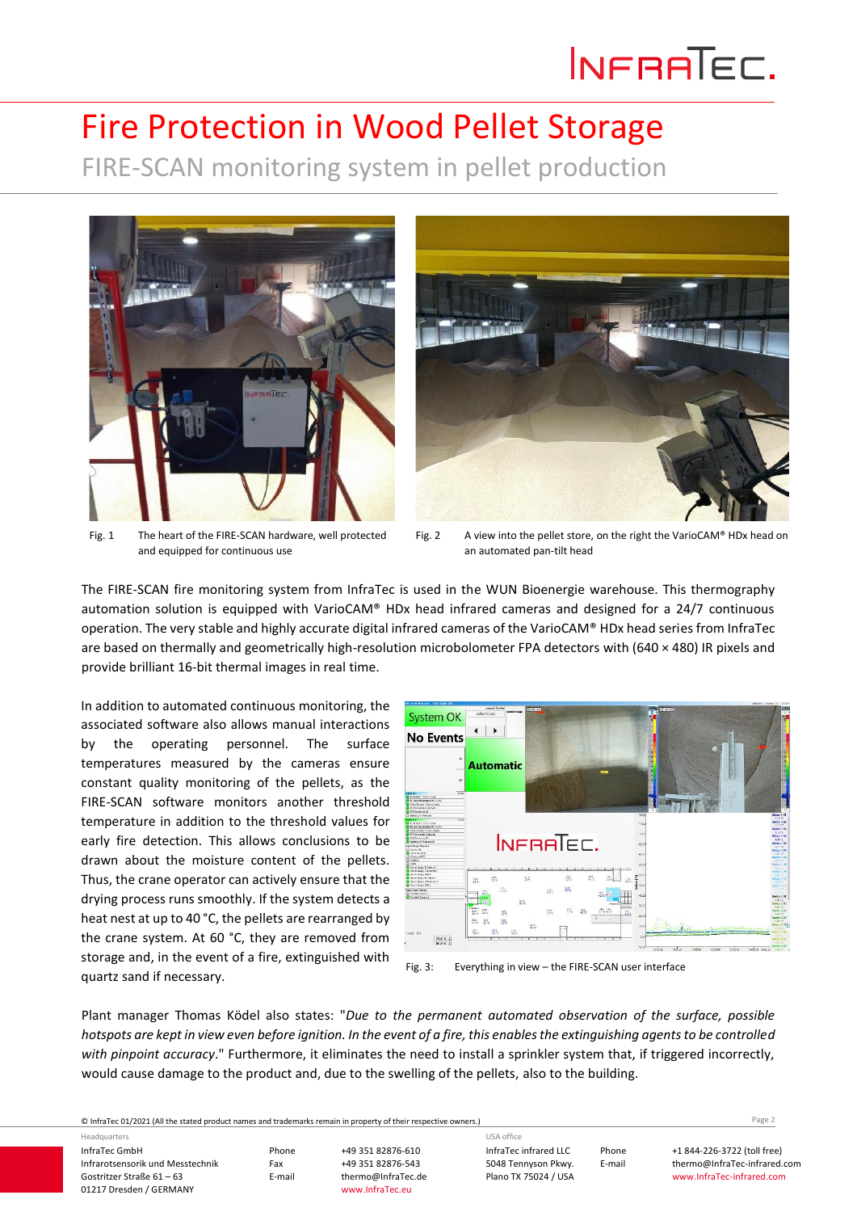# Fire Protection in Wood Pellet Storage

## FIRE-SCAN monitoring system in pellet production

Fig. 1 The heart of the FIRE-SCAN hardware, well protected and equipped for continuous use

Fig. 2 A view into the pellet store, on the right the VarioCAM® HDx head on an automated pan-tilt head

The FIRE-SCAN fire monitoring system from InfraTec is used in the WUN Bioenergie warehouse. This thermography automation solution is equipped with VarioCAM® HDx head infrared cameras and designed for a 24/7 continuous operation. The very stable and highly accurate digital infrared cameras of the VarioCAM® HDx head series from InfraTec are based on thermally and geometrically high-resolution microbolometer FPA detectors with (640 × 480) IR pixels and provide brilliant 16-bit thermal images in real time.

In addition to automated continuous monitoring, the associated software also allows manual interactions by the operating personnel. The surface temperatures measured by the cameras ensure constant quality monitoring of the pellets, as the FIRE-SCAN software monitors another threshold temperature in addition to the threshold values for early fire detection. This allows conclusions to be drawn about the moisture content of the pellets. Thus, the crane operator can actively ensure that the drying process runs smoothly. If the system detects a heat nest at up to 40 °C, the pellets are rearranged by the crane system. At 60 °C, they are removed from storage and, in the event of a fire, extinguished with quartz sand if necessary.

Fig. 3: Everything in view – the FIRE-SCAN user interface

Plant manager Thomas Ködel also states: "*Due to the permanent automated observation of the surface, possible hotspots are kept in view even before ignition. In the event of a fire, this enables the extinguishing agents to be controlled with pinpoint accuracy*." Furthermore, it eliminates the need to install a sprinkler system that, if triggered incorrectly, would cause damage to the product and, due to the swelling of the pellets, also to the building.

© InfraTec 01/2021 (All the stated product names and trademarks remain in property of their respective owners.)

| Headquarters | | | USA office | | |
|---|---|---|---|---|---|
| InfraTec GmbH<br>Infrarotsensorik und Messtechnik<br>Gostritzer Straße 61 – 63<br>01217 Dresden / GERMANY | Phone<br>Fax<br>E-mail | +49 351 82876-610<br>+49 351 82876-543<br>thermo@InfraTec.de<br>www.InfraTec.eu | InfraTec infrared LLC<br>5048 Tennyson Pkwy.<br>Plano TX 75024 / USA | Phone<br>E-mail | +1 844-226-3722 (toll free)<br>thermo@InfraTec-infrared.com<br>www.InfraTec-infrared.com |